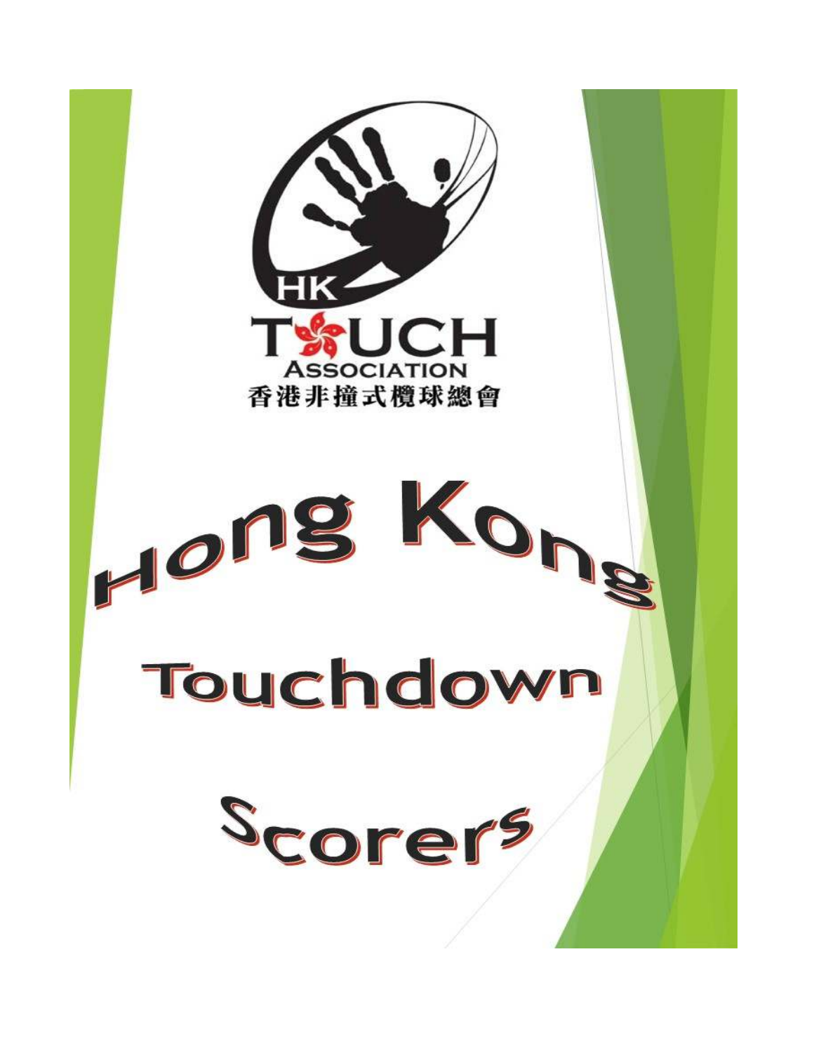HK

TOUCH

ASSOCIATION

香港非撞式欖球總會

# Hong Kong Touchdown Scorers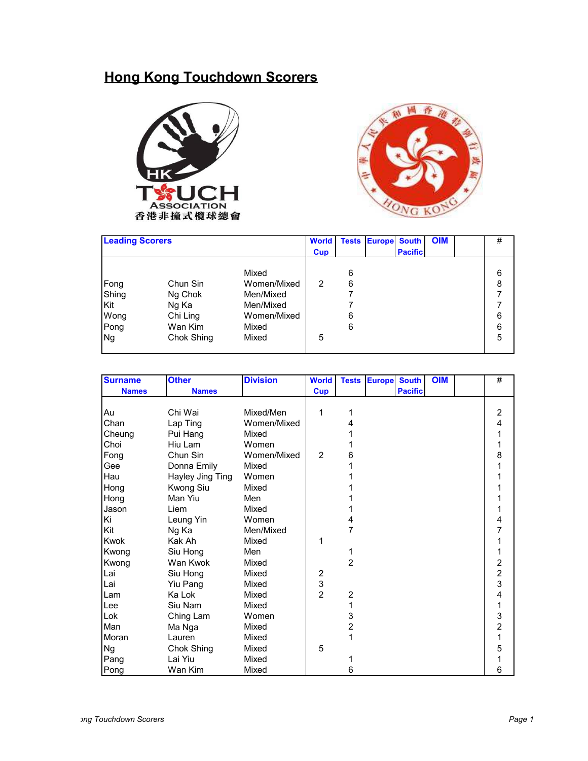# Hong Kong Touchdown Scorers

| Leading Scorers | | | World Cup | Tests | Europe | South Pacific | OIM | | # |
|---|---|---|---|---|---|---|---|---|---|
| | | Mixed | | 6 | | | | | 6 |
| Fong | Chun Sin | Women/Mixed | 2 | 6 | | | | | 8 |
| Shing | Ng Chok | Men/Mixed | | 7 | | | | | 7 |
| Kit | Ng Ka | Men/Mixed | | 7 | | | | | 7 |
| Wong | Chi Ling | Women/Mixed | | 6 | | | | | 6 |
| Pong | Wan Kim | Mixed | | 6 | | | | | 6 |
| Ng | Chok Shing | Mixed | 5 | | | | | | 5 |

| Surname Names | Other Names | Division | World Cup | Tests | Europe | South Pacific | OIM | | # |
|---|---|---|---|---|---|---|---|---|---|
| Au | Chi Wai | Mixed/Men | 1 | 1 | | | | | 2 |
| Chan | Lap Ting | Women/Mixed | | 4 | | | | | 4 |
| Cheung | Pui Hang | Mixed | | 1 | | | | | 1 |
| Choi | Hiu Lam | Women | | 1 | | | | | 1 |
| Fong | Chun Sin | Women/Mixed | 2 | 6 | | | | | 8 |
| Gee | Donna Emily | Mixed | | 1 | | | | | 1 |
| Hau | Hayley Jing Ting | Women | | 1 | | | | | 1 |
| Hong | Kwong Siu | Mixed | | 1 | | | | | 1 |
| Hong | Man Yiu | Men | | 1 | | | | | 1 |
| Jason | Liem | Mixed | | 1 | | | | | 1 |
| Ki | Leung Yin | Women | | 4 | | | | | 4 |
| Kit | Ng Ka | Men/Mixed | | 7 | | | | | 7 |
| Kwok | Kak Ah | Mixed | 1 | | | | | | 1 |
| Kwong | Siu Hong | Men | | 1 | | | | | 1 |
| Kwong | Wan Kwok | Mixed | | 2 | | | | | 2 |
| Lai | Siu Hong | Mixed | 2 | | | | | | 2 |
| Lai | Yiu Pang | Mixed | 3 | | | | | | 3 |
| Lam | Ka Lok | Mixed | 2 | 2 | | | | | 4 |
| Lee | Siu Nam | Mixed | | 1 | | | | | 1 |
| Lok | Ching Lam | Women | | 3 | | | | | 3 |
| Man | Ma Nga | Mixed | | 2 | | | | | 2 |
| Moran | Lauren | Mixed | | 1 | | | | | 1 |
| Ng | Chok Shing | Mixed | 5 | | | | | | 5 |
| Pang | Lai Yiu | Mixed | | 1 | | | | | 1 |
| Pong | Wan Kim | Mixed | | 6 | | | | | 6 |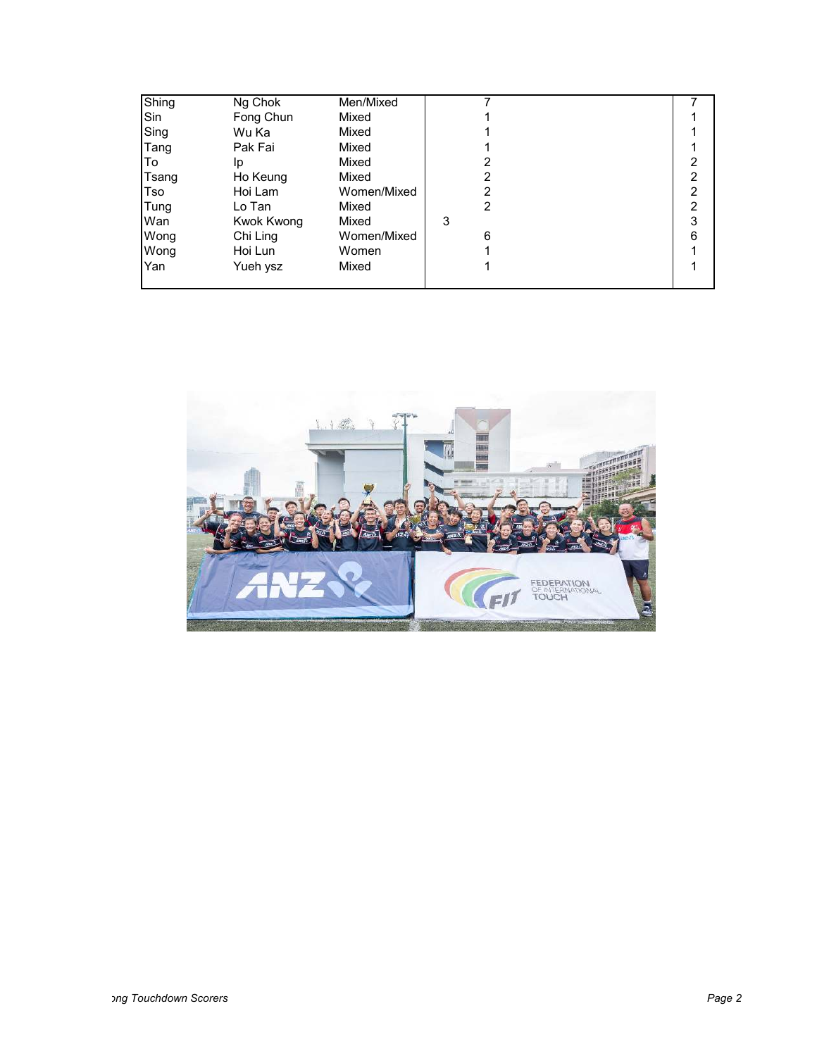| | | | | | |
|---|---|---|---|---|---|
| Shing | Ng Chok | Men/Mixed | | 7 | 7 |
| Sin | Fong Chun | Mixed | | 1 | 1 |
| Sing | Wu Ka | Mixed | | 1 | 1 |
| Tang | Pak Fai | Mixed | | 1 | 1 |
| To | Ip | Mixed | | 2 | 2 |
| Tsang | Ho Keung | Mixed | | 2 | 2 |
| Tso | Hoi Lam | Women/Mixed | | 2 | 2 |
| Tung | Lo Tan | Mixed | | 2 | 2 |
| Wan | Kwok Kwong | Mixed | 3 | | 3 |
| Wong | Chi Ling | Women/Mixed | | 6 | 6 |
| Wong | Hoi Lun | Women | | 1 | 1 |
| Yan | Yueh ysz | Mixed | | 1 | 1 |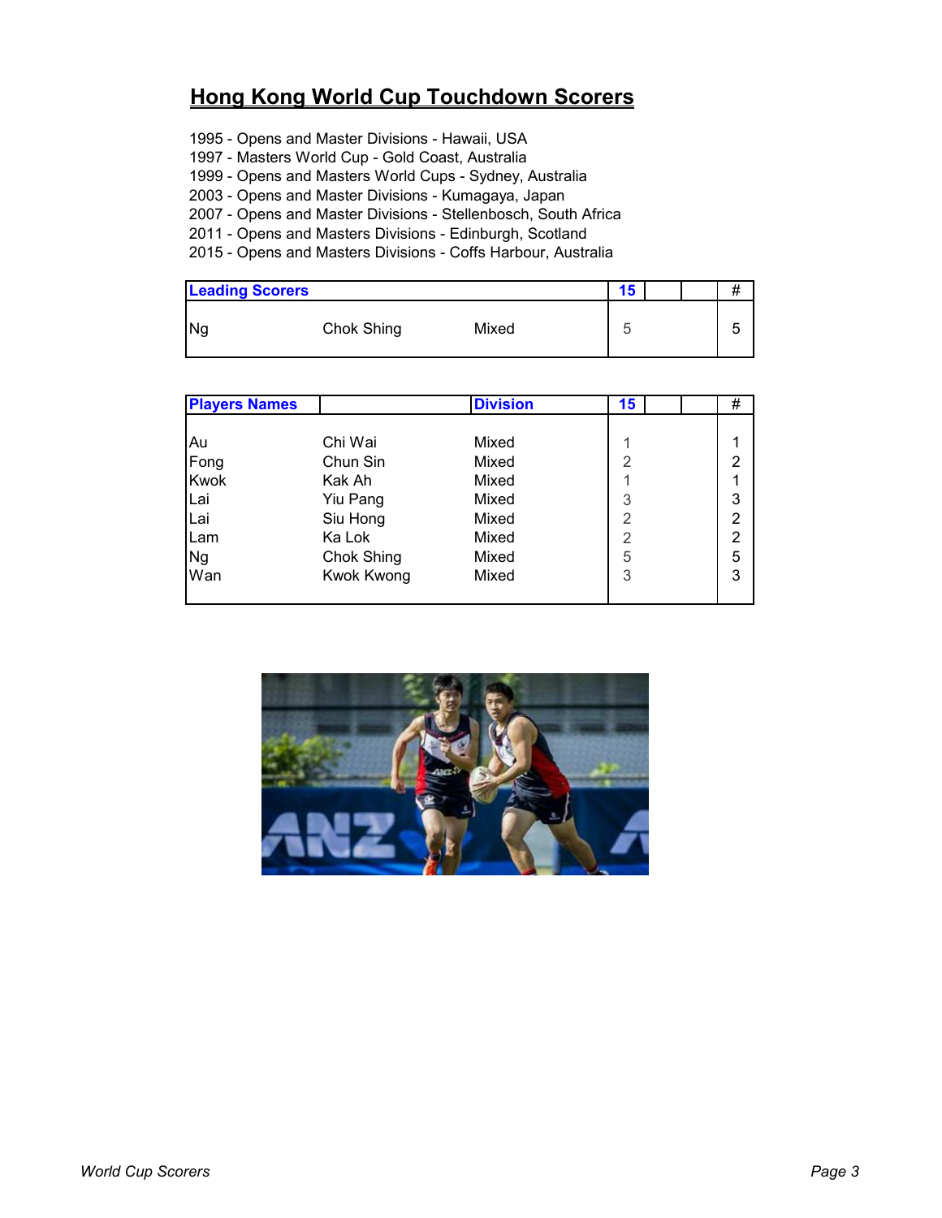# Hong Kong World Cup Touchdown Scorers

1995 - Opens and Master Divisions - Hawaii, USA
1997 - Masters World Cup - Gold Coast, Australia
1999 - Opens and Masters World Cups - Sydney, Australia
2003 - Opens and Master Divisions - Kumagaya, Japan
2007 - Opens and Master Divisions - Stellenbosch, South Africa
2011 - Opens and Masters Divisions - Edinburgh, Scotland
2015 - Opens and Masters Divisions - Coffs Harbour, Australia

| Leading Scorers | | | 15 | | | # |
|---|---|---|---|---|---|---|
| Ng | Chok Shing | Mixed | 5 | | | 5 |

| Players Names | | Division | 15 | | | # |
|---|---|---|---|---|---|---|
| Au | Chi Wai | Mixed | 1 | | | 1 |
| Fong | Chun Sin | Mixed | 2 | | | 2 |
| Kwok | Kak Ah | Mixed | 1 | | | 1 |
| Lai | Yiu Pang | Mixed | 3 | | | 3 |
| Lai | Siu Hong | Mixed | 2 | | | 2 |
| Lam | Ka Lok | Mixed | 2 | | | 2 |
| Ng | Chok Shing | Mixed | 5 | | | 5 |
| Wan | Kwok Kwong | Mixed | 3 | | | 3 |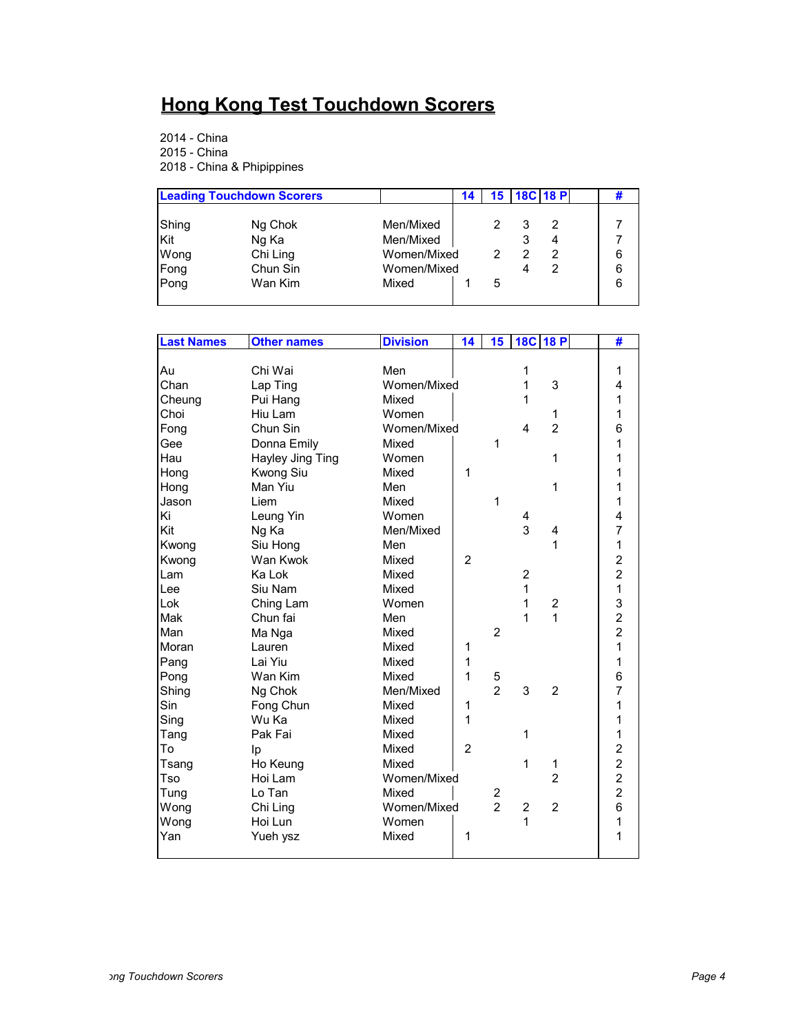# Hong Kong Test Touchdown Scorers

2014 - China
2015 - China
2018 - China & Phipippines

| Leading Touchdown Scorers | | | 14 | 15 | 18C | 18 P | | # |
|---|---|---|---|---|---|---|---|---|
| Shing | Ng Chok | Men/Mixed | | 2 | 3 | 2 | | 7 |
| Kit | Ng Ka | Men/Mixed | | | 3 | 4 | | 7 |
| Wong | Chi Ling | Women/Mixed | | 2 | 2 | 2 | | 6 |
| Fong | Chun Sin | Women/Mixed | | | 4 | 2 | | 6 |
| Pong | Wan Kim | Mixed | 1 | 5 | | | | 6 |

| Last Names | Other names | Division | 14 | 15 | 18C | 18 P | | # |
|---|---|---|---|---|---|---|---|---|
| Au | Chi Wai | Men | | | 1 | | | 1 |
| Chan | Lap Ting | Women/Mixed | | | 1 | 3 | | 4 |
| Cheung | Pui Hang | Mixed | | | 1 | | | 1 |
| Choi | Hiu Lam | Women | | | | 1 | | 1 |
| Fong | Chun Sin | Women/Mixed | | | 4 | 2 | | 6 |
| Gee | Donna Emily | Mixed | | 1 | | | | 1 |
| Hau | Hayley Jing Ting | Women | | | | 1 | | 1 |
| Hong | Kwong Siu | Mixed | 1 | | | | | 1 |
| Hong | Man Yiu | Men | | | | 1 | | 1 |
| Jason | Liem | Mixed | | 1 | | | | 1 |
| Ki | Leung Yin | Women | | | 4 | | | 4 |
| Kit | Ng Ka | Men/Mixed | | | 3 | 4 | | 7 |
| Kwong | Siu Hong | Men | | | | 1 | | 1 |
| Kwong | Wan Kwok | Mixed | 2 | | | | | 2 |
| Lam | Ka Lok | Mixed | | | 2 | | | 2 |
| Lee | Siu Nam | Mixed | | | 1 | | | 1 |
| Lok | Ching Lam | Women | | | 1 | 2 | | 3 |
| Mak | Chun fai | Men | | | 1 | 1 | | 2 |
| Man | Ma Nga | Mixed | | 2 | | | | 2 |
| Moran | Lauren | Mixed | 1 | | | | | 1 |
| Pang | Lai Yiu | Mixed | 1 | | | | | 1 |
| Pong | Wan Kim | Mixed | 1 | 5 | | | | 6 |
| Shing | Ng Chok | Men/Mixed | | 2 | 3 | 2 | | 7 |
| Sin | Fong Chun | Mixed | 1 | | | | | 1 |
| Sing | Wu Ka | Mixed | 1 | | | | | 1 |
| Tang | Pak Fai | Mixed | | | 1 | | | 1 |
| To | Ip | Mixed | 2 | | | | | 2 |
| Tsang | Ho Keung | Mixed | | | 1 | 1 | | 2 |
| Tso | Hoi Lam | Women/Mixed | | | | 2 | | 2 |
| Tung | Lo Tan | Mixed | | 2 | | | | 2 |
| Wong | Chi Ling | Women/Mixed | | 2 | 2 | 2 | | 6 |
| Wong | Hoi Lun | Women | | | 1 | | | 1 |
| Yan | Yueh ysz | Mixed | 1 | | | | | 1 |